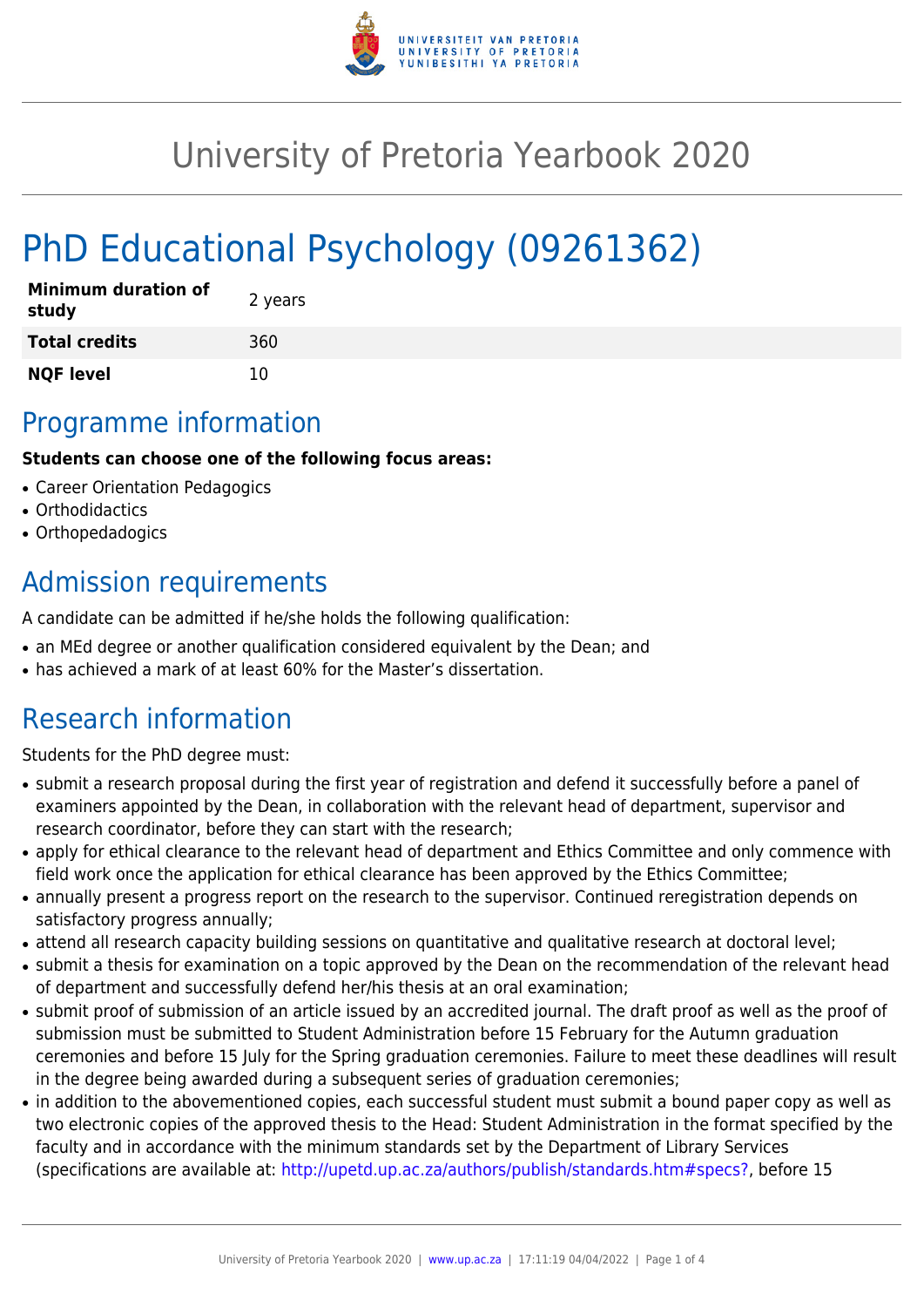# University of Pretoria Yearbook 2020

# PhD Educational Psychology (09261362)

| | |
|---|---|
| **Minimum duration of study** | 2 years |
| **Total credits** | 360 |
| **NQF level** | 10 |

## Programme information

**Students can choose one of the following focus areas:**

- Career Orientation Pedagogics
- Orthodidactics
- Orthopedadogics

## Admission requirements

A candidate can be admitted if he/she holds the following qualification:

- an MEd degree or another qualification considered equivalent by the Dean; and
- has achieved a mark of at least 60% for the Master's dissertation.

## Research information

Students for the PhD degree must:

- submit a research proposal during the first year of registration and defend it successfully before a panel of examiners appointed by the Dean, in collaboration with the relevant head of department, supervisor and research coordinator, before they can start with the research;
- apply for ethical clearance to the relevant head of department and Ethics Committee and only commence with field work once the application for ethical clearance has been approved by the Ethics Committee;
- annually present a progress report on the research to the supervisor. Continued reregistration depends on satisfactory progress annually;
- attend all research capacity building sessions on quantitative and qualitative research at doctoral level;
- submit a thesis for examination on a topic approved by the Dean on the recommendation of the relevant head of department and successfully defend her/his thesis at an oral examination;
- submit proof of submission of an article issued by an accredited journal. The draft proof as well as the proof of submission must be submitted to Student Administration before 15 February for the Autumn graduation ceremonies and before 15 July for the Spring graduation ceremonies. Failure to meet these deadlines will result in the degree being awarded during a subsequent series of graduation ceremonies;
- in addition to the abovementioned copies, each successful student must submit a bound paper copy as well as two electronic copies of the approved thesis to the Head: Student Administration in the format specified by the faculty and in accordance with the minimum standards set by the Department of Library Services (specifications are available at: http://upetd.up.ac.za/authors/publish/standards.htm#specs?, before 15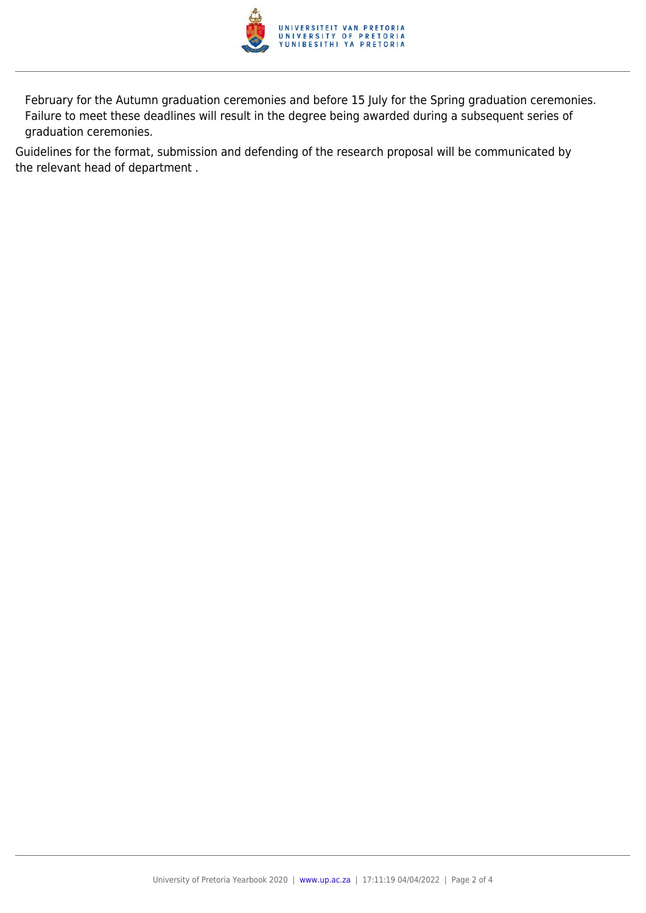February for the Autumn graduation ceremonies and before 15 July for the Spring graduation ceremonies. Failure to meet these deadlines will result in the degree being awarded during a subsequent series of graduation ceremonies.

Guidelines for the format, submission and defending of the research proposal will be communicated by the relevant head of department .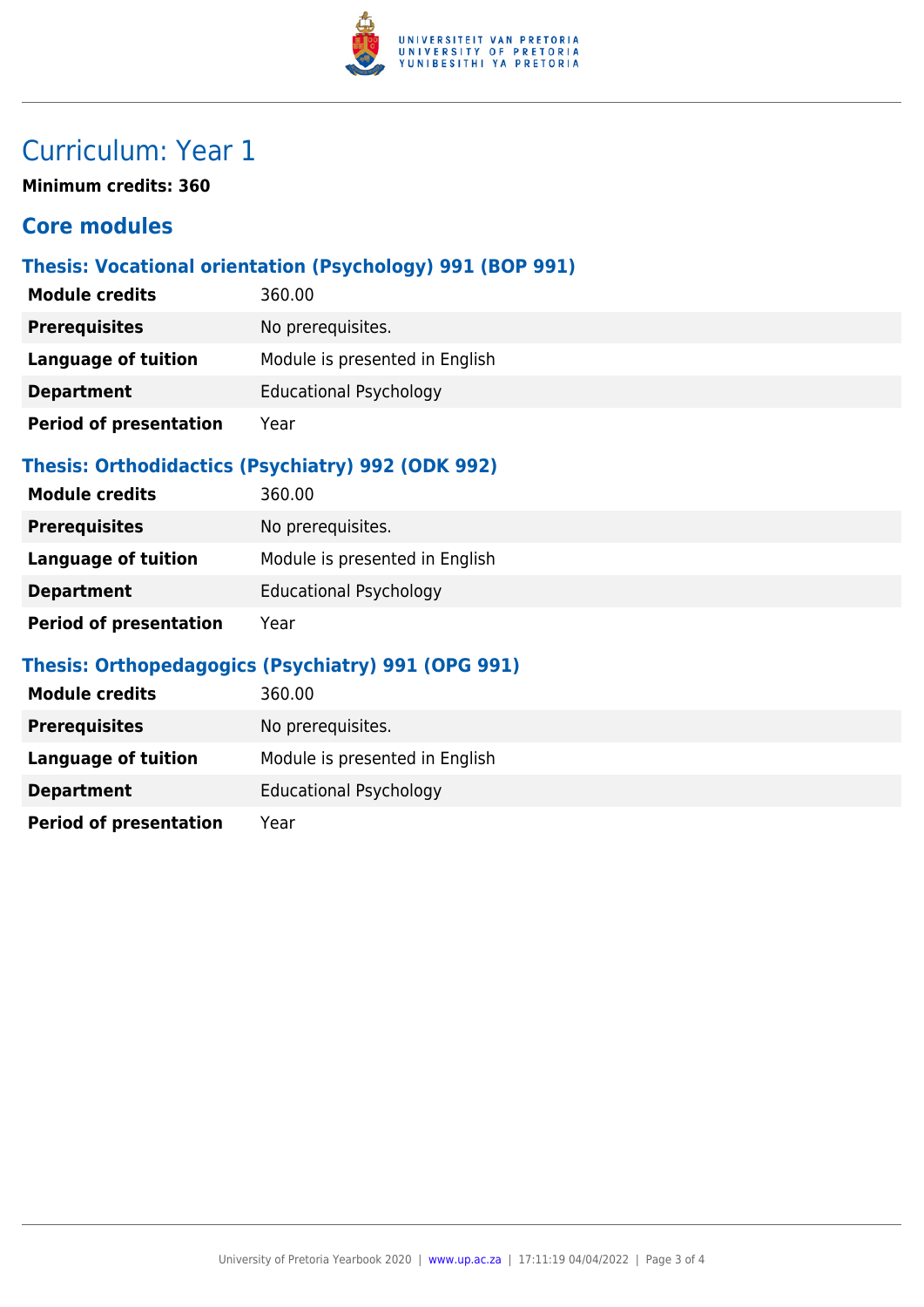# Curriculum: Year 1

**Minimum credits: 360**

## Core modules

### Thesis: Vocational orientation (Psychology) 991 (BOP 991)

| | |
|---|---|
| **Module credits** | 360.00 |
| **Prerequisites** | No prerequisites. |
| **Language of tuition** | Module is presented in English |
| **Department** | Educational Psychology |
| **Period of presentation** | Year |

### Thesis: Orthodidactics (Psychiatry) 992 (ODK 992)

| | |
|---|---|
| **Module credits** | 360.00 |
| **Prerequisites** | No prerequisites. |
| **Language of tuition** | Module is presented in English |
| **Department** | Educational Psychology |
| **Period of presentation** | Year |

### Thesis: Orthopedagogics (Psychiatry) 991 (OPG 991)

| | |
|---|---|
| **Module credits** | 360.00 |
| **Prerequisites** | No prerequisites. |
| **Language of tuition** | Module is presented in English |
| **Department** | Educational Psychology |
| **Period of presentation** | Year |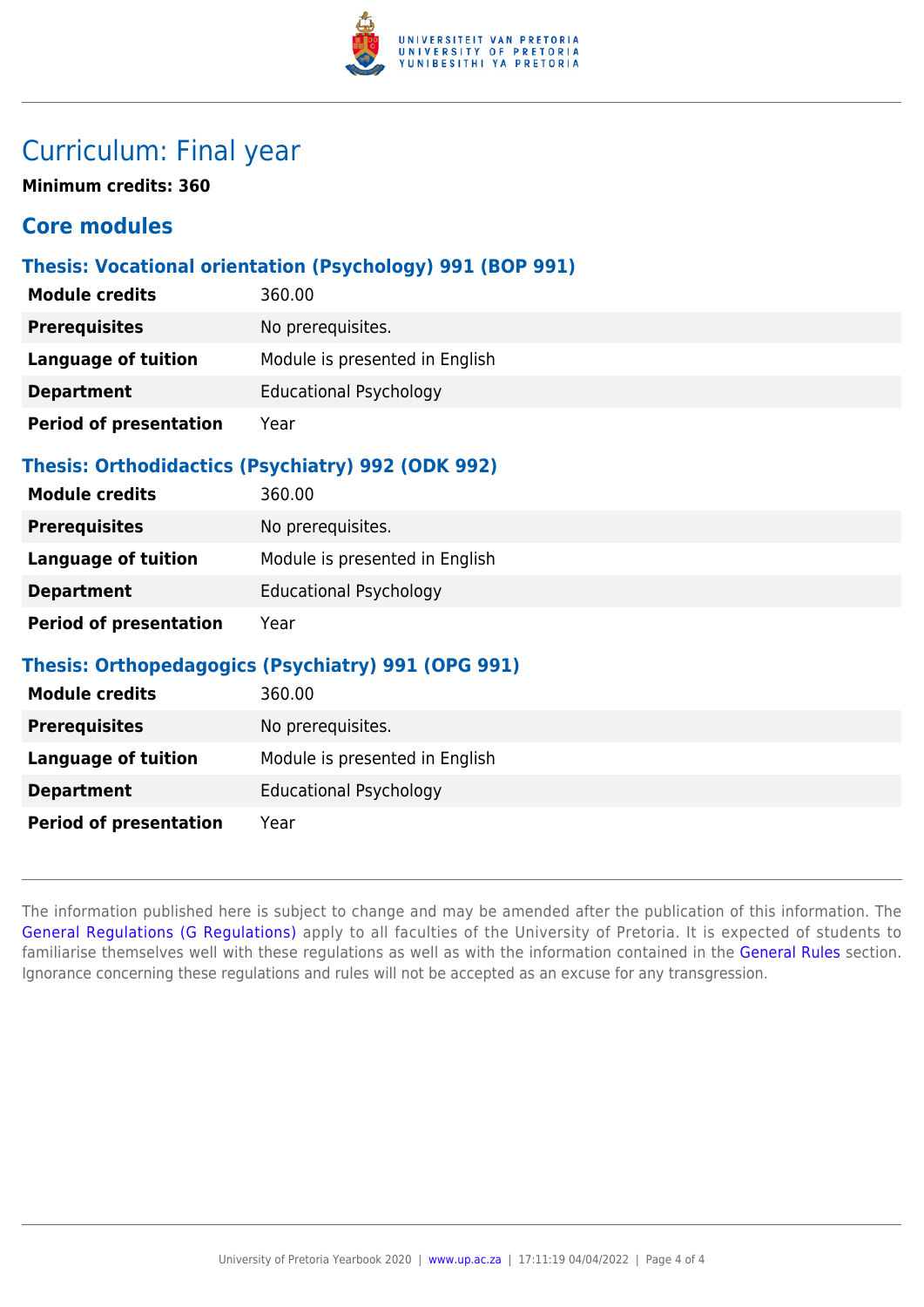# Curriculum: Final year

**Minimum credits: 360**

## Core modules

### Thesis: Vocational orientation (Psychology) 991 (BOP 991)

| | |
|---|---|
| **Module credits** | 360.00 |
| **Prerequisites** | No prerequisites. |
| **Language of tuition** | Module is presented in English |
| **Department** | Educational Psychology |
| **Period of presentation** | Year |

### Thesis: Orthodidactics (Psychiatry) 992 (ODK 992)

| | |
|---|---|
| **Module credits** | 360.00 |
| **Prerequisites** | No prerequisites. |
| **Language of tuition** | Module is presented in English |
| **Department** | Educational Psychology |
| **Period of presentation** | Year |

### Thesis: Orthopedagogics (Psychiatry) 991 (OPG 991)

| | |
|---|---|
| **Module credits** | 360.00 |
| **Prerequisites** | No prerequisites. |
| **Language of tuition** | Module is presented in English |
| **Department** | Educational Psychology |
| **Period of presentation** | Year |

The information published here is subject to change and may be amended after the publication of this information. The General Regulations (G Regulations) apply to all faculties of the University of Pretoria. It is expected of students to familiarise themselves well with these regulations as well as with the information contained in the General Rules section. Ignorance concerning these regulations and rules will not be accepted as an excuse for any transgression.